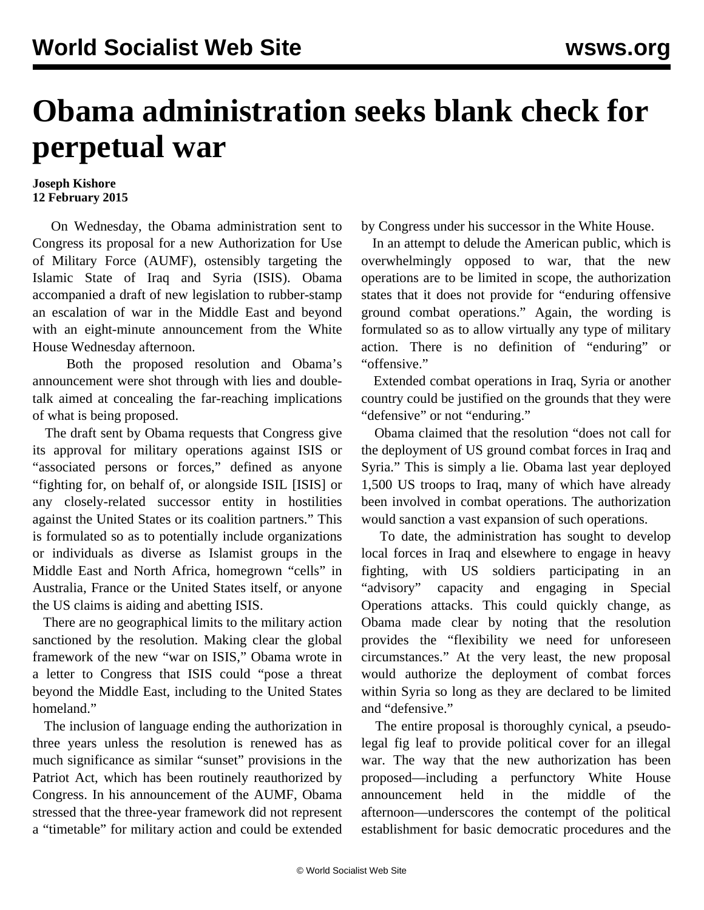# Obama administration seeks blank check for perpetual war

**Joseph Kishore**
**12 February 2015**

On Wednesday, the Obama administration sent to Congress its proposal for a new Authorization for Use of Military Force (AUMF), ostensibly targeting the Islamic State of Iraq and Syria (ISIS). Obama accompanied a draft of new legislation to rubber-stamp an escalation of war in the Middle East and beyond with an eight-minute announcement from the White House Wednesday afternoon.

Both the proposed resolution and Obama's announcement were shot through with lies and double-talk aimed at concealing the far-reaching implications of what is being proposed.

The draft sent by Obama requests that Congress give its approval for military operations against ISIS or "associated persons or forces," defined as anyone "fighting for, on behalf of, or alongside ISIL [ISIS] or any closely-related successor entity in hostilities against the United States or its coalition partners." This is formulated so as to potentially include organizations or individuals as diverse as Islamist groups in the Middle East and North Africa, homegrown "cells" in Australia, France or the United States itself, or anyone the US claims is aiding and abetting ISIS.

There are no geographical limits to the military action sanctioned by the resolution. Making clear the global framework of the new "war on ISIS," Obama wrote in a letter to Congress that ISIS could "pose a threat beyond the Middle East, including to the United States homeland."

The inclusion of language ending the authorization in three years unless the resolution is renewed has as much significance as similar "sunset" provisions in the Patriot Act, which has been routinely reauthorized by Congress. In his announcement of the AUMF, Obama stressed that the three-year framework did not represent a "timetable" for military action and could be extended by Congress under his successor in the White House.

In an attempt to delude the American public, which is overwhelmingly opposed to war, that the new operations are to be limited in scope, the authorization states that it does not provide for "enduring offensive ground combat operations." Again, the wording is formulated so as to allow virtually any type of military action. There is no definition of "enduring" or "offensive."

Extended combat operations in Iraq, Syria or another country could be justified on the grounds that they were "defensive" or not "enduring."

Obama claimed that the resolution "does not call for the deployment of US ground combat forces in Iraq and Syria." This is simply a lie. Obama last year deployed 1,500 US troops to Iraq, many of which have already been involved in combat operations. The authorization would sanction a vast expansion of such operations.

To date, the administration has sought to develop local forces in Iraq and elsewhere to engage in heavy fighting, with US soldiers participating in an "advisory" capacity and engaging in Special Operations attacks. This could quickly change, as Obama made clear by noting that the resolution provides the "flexibility we need for unforeseen circumstances." At the very least, the new proposal would authorize the deployment of combat forces within Syria so long as they are declared to be limited and "defensive."

The entire proposal is thoroughly cynical, a pseudo-legal fig leaf to provide political cover for an illegal war. The way that the new authorization has been proposed—including a perfunctory White House announcement held in the middle of the afternoon—underscores the contempt of the political establishment for basic democratic procedures and the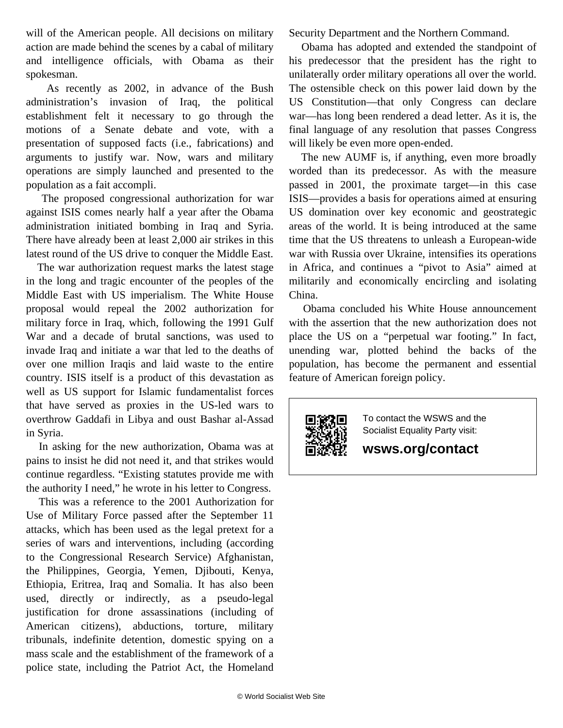will of the American people. All decisions on military action are made behind the scenes by a cabal of military and intelligence officials, with Obama as their spokesman.

As recently as 2002, in advance of the Bush administration's invasion of Iraq, the political establishment felt it necessary to go through the motions of a Senate debate and vote, with a presentation of supposed facts (i.e., fabrications) and arguments to justify war. Now, wars and military operations are simply launched and presented to the population as a fait accompli.

The proposed congressional authorization for war against ISIS comes nearly half a year after the Obama administration initiated bombing in Iraq and Syria. There have already been at least 2,000 air strikes in this latest round of the US drive to conquer the Middle East.

The war authorization request marks the latest stage in the long and tragic encounter of the peoples of the Middle East with US imperialism. The White House proposal would repeal the 2002 authorization for military force in Iraq, which, following the 1991 Gulf War and a decade of brutal sanctions, was used to invade Iraq and initiate a war that led to the deaths of over one million Iraqis and laid waste to the entire country. ISIS itself is a product of this devastation as well as US support for Islamic fundamentalist forces that have served as proxies in the US-led wars to overthrow Gaddafi in Libya and oust Bashar al-Assad in Syria.

In asking for the new authorization, Obama was at pains to insist he did not need it, and that strikes would continue regardless. "Existing statutes provide me with the authority I need," he wrote in his letter to Congress.

This was a reference to the 2001 Authorization for Use of Military Force passed after the September 11 attacks, which has been used as the legal pretext for a series of wars and interventions, including (according to the Congressional Research Service) Afghanistan, the Philippines, Georgia, Yemen, Djibouti, Kenya, Ethiopia, Eritrea, Iraq and Somalia. It has also been used, directly or indirectly, as a pseudo-legal justification for drone assassinations (including of American citizens), abductions, torture, military tribunals, indefinite detention, domestic spying on a mass scale and the establishment of the framework of a police state, including the Patriot Act, the Homeland Security Department and the Northern Command.

Obama has adopted and extended the standpoint of his predecessor that the president has the right to unilaterally order military operations all over the world. The ostensible check on this power laid down by the US Constitution—that only Congress can declare war—has long been rendered a dead letter. As it is, the final language of any resolution that passes Congress will likely be even more open-ended.

The new AUMF is, if anything, even more broadly worded than its predecessor. As with the measure passed in 2001, the proximate target—in this case ISIS—provides a basis for operations aimed at ensuring US domination over key economic and geostrategic areas of the world. It is being introduced at the same time that the US threatens to unleash a European-wide war with Russia over Ukraine, intensifies its operations in Africa, and continues a "pivot to Asia" aimed at militarily and economically encircling and isolating China.

Obama concluded his White House announcement with the assertion that the new authorization does not place the US on a "perpetual war footing." In fact, unending war, plotted behind the backs of the population, has become the permanent and essential feature of American foreign policy.

To contact the WSWS and the Socialist Equality Party visit:

**wsws.org/contact**